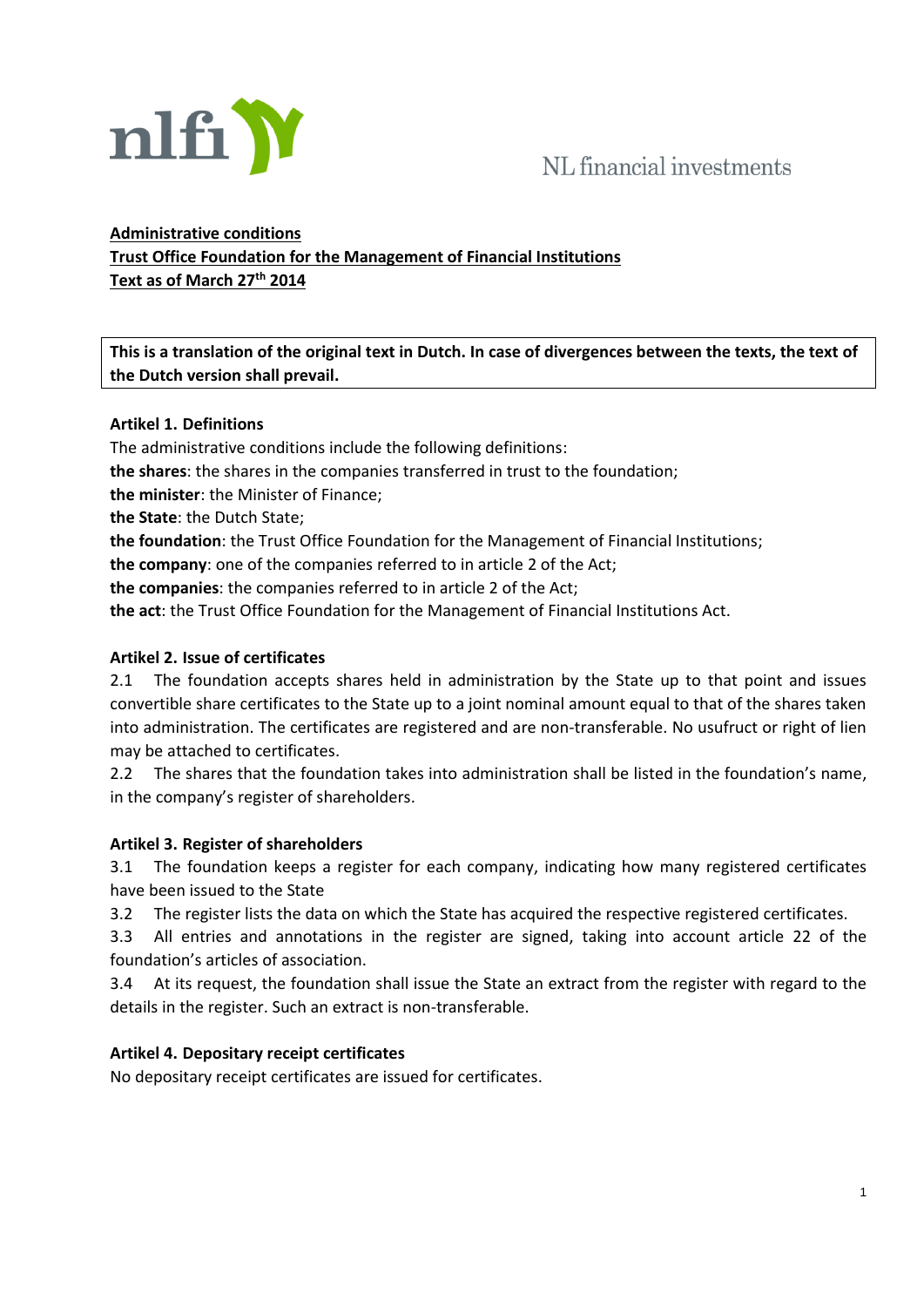**Administrative conditions**
**Trust Office Foundation for the Management of Financial Institutions**
**Text as of March 27th 2014**

**This is a translation of the original text in Dutch. In case of divergences between the texts, the text of the Dutch version shall prevail.**

### Artikel 1. Definitions

The administrative conditions include the following definitions:
**the shares**: the shares in the companies transferred in trust to the foundation;
**the minister**: the Minister of Finance;
**the State**: the Dutch State;
**the foundation**: the Trust Office Foundation for the Management of Financial Institutions;
**the company**: one of the companies referred to in article 2 of the Act;
**the companies**: the companies referred to in article 2 of the Act;
**the act**: the Trust Office Foundation for the Management of Financial Institutions Act.

### Artikel 2. Issue of certificates

2.1 The foundation accepts shares held in administration by the State up to that point and issues convertible share certificates to the State up to a joint nominal amount equal to that of the shares taken into administration. The certificates are registered and are non-transferable. No usufruct or right of lien may be attached to certificates.

2.2 The shares that the foundation takes into administration shall be listed in the foundation's name, in the company's register of shareholders.

### Artikel 3. Register of shareholders

3.1 The foundation keeps a register for each company, indicating how many registered certificates have been issued to the State

3.2 The register lists the data on which the State has acquired the respective registered certificates.

3.3 All entries and annotations in the register are signed, taking into account article 22 of the foundation's articles of association.

3.4 At its request, the foundation shall issue the State an extract from the register with regard to the details in the register. Such an extract is non-transferable.

### Artikel 4. Depositary receipt certificates

No depositary receipt certificates are issued for certificates.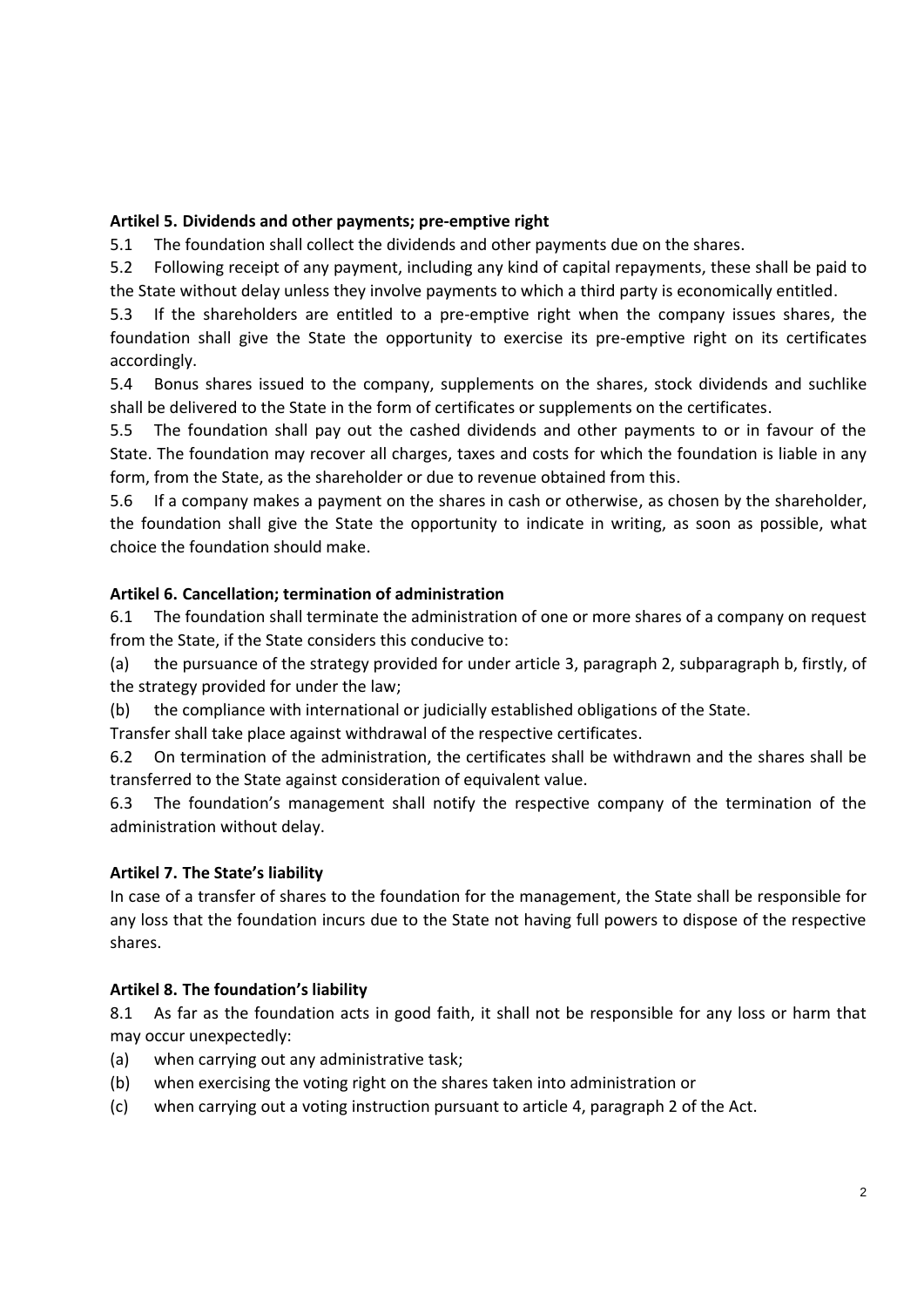**Artikel 5. Dividends and other payments; pre-emptive right**

5.1 The foundation shall collect the dividends and other payments due on the shares.

5.2 Following receipt of any payment, including any kind of capital repayments, these shall be paid to the State without delay unless they involve payments to which a third party is economically entitled.

5.3 If the shareholders are entitled to a pre-emptive right when the company issues shares, the foundation shall give the State the opportunity to exercise its pre-emptive right on its certificates accordingly.

5.4 Bonus shares issued to the company, supplements on the shares, stock dividends and suchlike shall be delivered to the State in the form of certificates or supplements on the certificates.

5.5 The foundation shall pay out the cashed dividends and other payments to or in favour of the State. The foundation may recover all charges, taxes and costs for which the foundation is liable in any form, from the State, as the shareholder or due to revenue obtained from this.

5.6 If a company makes a payment on the shares in cash or otherwise, as chosen by the shareholder, the foundation shall give the State the opportunity to indicate in writing, as soon as possible, what choice the foundation should make.

**Artikel 6. Cancellation; termination of administration**

6.1 The foundation shall terminate the administration of one or more shares of a company on request from the State, if the State considers this conducive to:

(a) the pursuance of the strategy provided for under article 3, paragraph 2, subparagraph b, firstly, of the strategy provided for under the law;

(b) the compliance with international or judicially established obligations of the State.

Transfer shall take place against withdrawal of the respective certificates.

6.2 On termination of the administration, the certificates shall be withdrawn and the shares shall be transferred to the State against consideration of equivalent value.

6.3 The foundation's management shall notify the respective company of the termination of the administration without delay.

**Artikel 7. The State's liability**

In case of a transfer of shares to the foundation for the management, the State shall be responsible for any loss that the foundation incurs due to the State not having full powers to dispose of the respective shares.

**Artikel 8. The foundation's liability**

8.1 As far as the foundation acts in good faith, it shall not be responsible for any loss or harm that may occur unexpectedly:

(a) when carrying out any administrative task;

(b) when exercising the voting right on the shares taken into administration or

(c) when carrying out a voting instruction pursuant to article 4, paragraph 2 of the Act.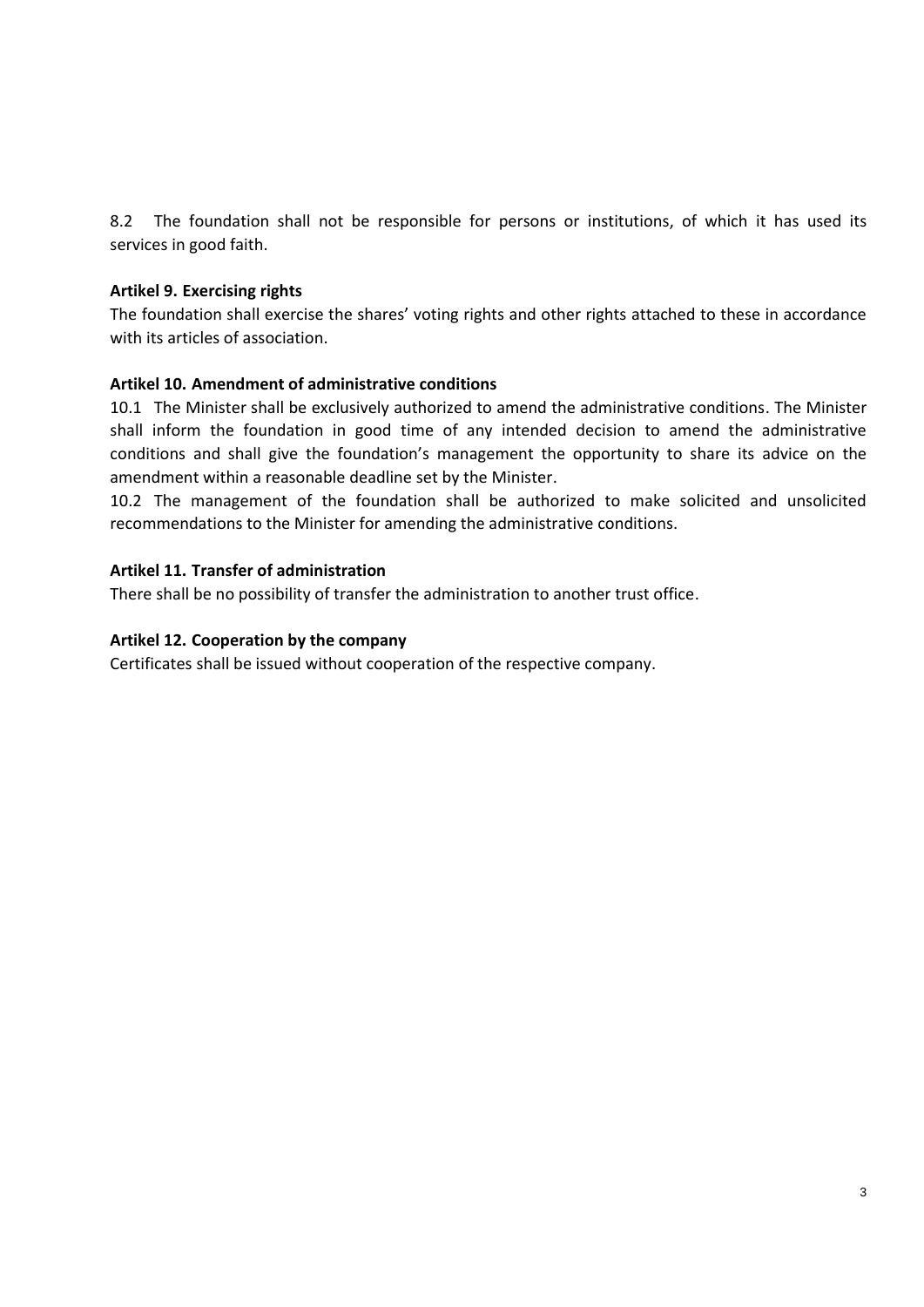8.2 The foundation shall not be responsible for persons or institutions, of which it has used its services in good faith.

**Artikel 9. Exercising rights**

The foundation shall exercise the shares' voting rights and other rights attached to these in accordance with its articles of association.

**Artikel 10. Amendment of administrative conditions**

10.1 The Minister shall be exclusively authorized to amend the administrative conditions. The Minister shall inform the foundation in good time of any intended decision to amend the administrative conditions and shall give the foundation's management the opportunity to share its advice on the amendment within a reasonable deadline set by the Minister.

10.2 The management of the foundation shall be authorized to make solicited and unsolicited recommendations to the Minister for amending the administrative conditions.

**Artikel 11. Transfer of administration**

There shall be no possibility of transfer the administration to another trust office.

**Artikel 12. Cooperation by the company**

Certificates shall be issued without cooperation of the respective company.